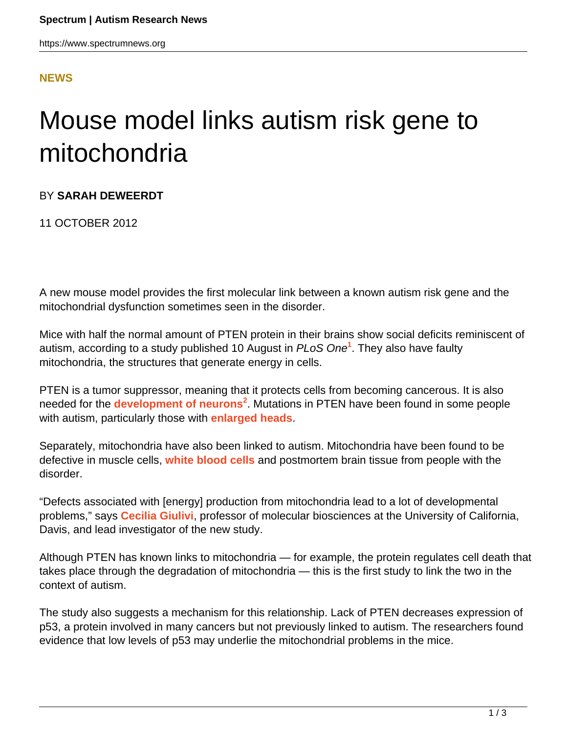**NEWS**

# Mouse model links autism risk gene to mitochondria

BY **SARAH DEWEERDT**

11 OCTOBER 2012

A new mouse model provides the first molecular link between a known autism risk gene and the mitochondrial dysfunction sometimes seen in the disorder.

Mice with half the normal amount of PTEN protein in their brains show social deficits reminiscent of autism, according to a study published 10 August in *PLoS One*[1]. They also have faulty mitochondria, the structures that generate energy in cells.

PTEN is a tumor suppressor, meaning that it protects cells from becoming cancerous. It is also needed for the **development of neurons**[2]. Mutations in PTEN have been found in some people with autism, particularly those with **enlarged heads**.

Separately, mitochondria have also been linked to autism. Mitochondria have been found to be defective in muscle cells, **white blood cells** and postmortem brain tissue from people with the disorder.

“Defects associated with [energy] production from mitochondria lead to a lot of developmental problems,” says **Cecilia Giulivi**, professor of molecular biosciences at the University of California, Davis, and lead investigator of the new study.

Although PTEN has known links to mitochondria — for example, the protein regulates cell death that takes place through the degradation of mitochondria — this is the first study to link the two in the context of autism.

The study also suggests a mechanism for this relationship. Lack of PTEN decreases expression of p53, a protein involved in many cancers but not previously linked to autism. The researchers found evidence that low levels of p53 may underlie the mitochondrial problems in the mice.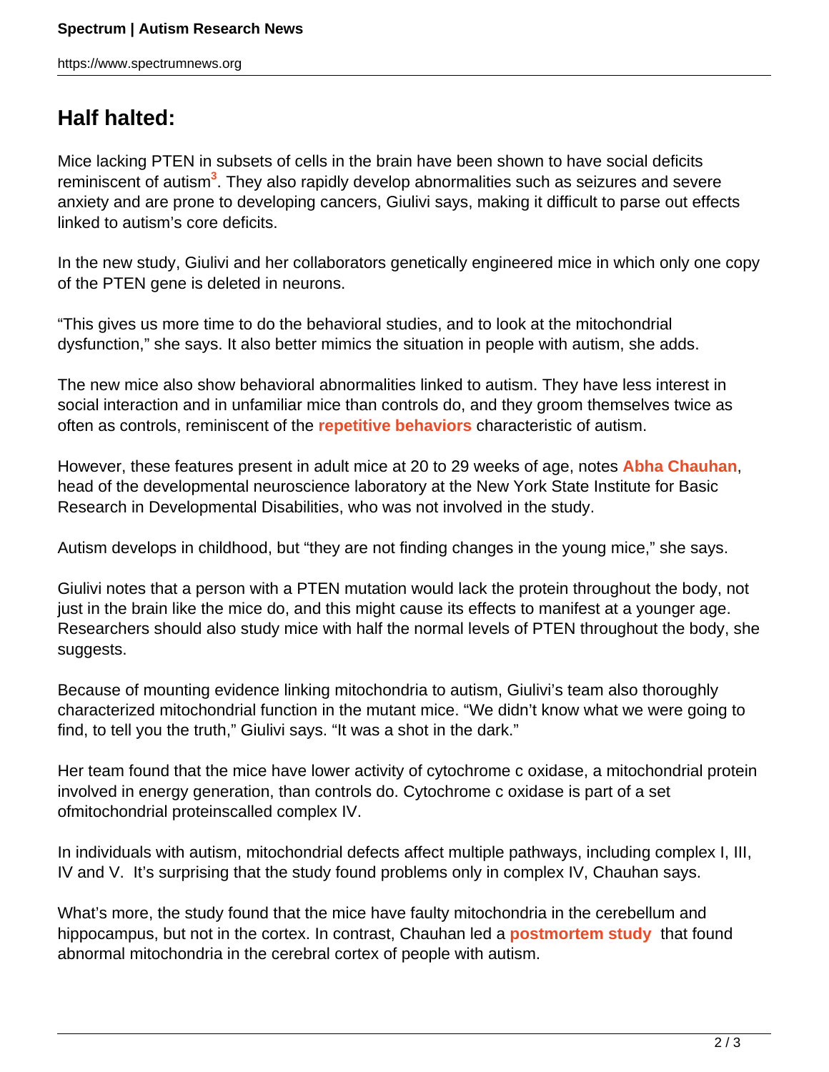## Half halted:

Mice lacking PTEN in subsets of cells in the brain have been shown to have social deficits reminiscent of autism[3]. They also rapidly develop abnormalities such as seizures and severe anxiety and are prone to developing cancers, Giulivi says, making it difficult to parse out effects linked to autism's core deficits.

In the new study, Giulivi and her collaborators genetically engineered mice in which only one copy of the PTEN gene is deleted in neurons.

"This gives us more time to do the behavioral studies, and to look at the mitochondrial dysfunction," she says. It also better mimics the situation in people with autism, she adds.

The new mice also show behavioral abnormalities linked to autism. They have less interest in social interaction and in unfamiliar mice than controls do, and they groom themselves twice as often as controls, reminiscent of the **repetitive behaviors** characteristic of autism.

However, these features present in adult mice at 20 to 29 weeks of age, notes **Abha Chauhan**, head of the developmental neuroscience laboratory at the New York State Institute for Basic Research in Developmental Disabilities, who was not involved in the study.

Autism develops in childhood, but "they are not finding changes in the young mice," she says.

Giulivi notes that a person with a PTEN mutation would lack the protein throughout the body, not just in the brain like the mice do, and this might cause its effects to manifest at a younger age. Researchers should also study mice with half the normal levels of PTEN throughout the body, she suggests.

Because of mounting evidence linking mitochondria to autism, Giulivi's team also thoroughly characterized mitochondrial function in the mutant mice. "We didn't know what we were going to find, to tell you the truth," Giulivi says. "It was a shot in the dark."

Her team found that the mice have lower activity of cytochrome c oxidase, a mitochondrial protein involved in energy generation, than controls do. Cytochrome c oxidase is part of a set ofmitochondrial proteinscalled complex IV.

In individuals with autism, mitochondrial defects affect multiple pathways, including complex I, III, IV and V. It's surprising that the study found problems only in complex IV, Chauhan says.

What's more, the study found that the mice have faulty mitochondria in the cerebellum and hippocampus, but not in the cortex. In contrast, Chauhan led a **postmortem study** that found abnormal mitochondria in the cerebral cortex of people with autism.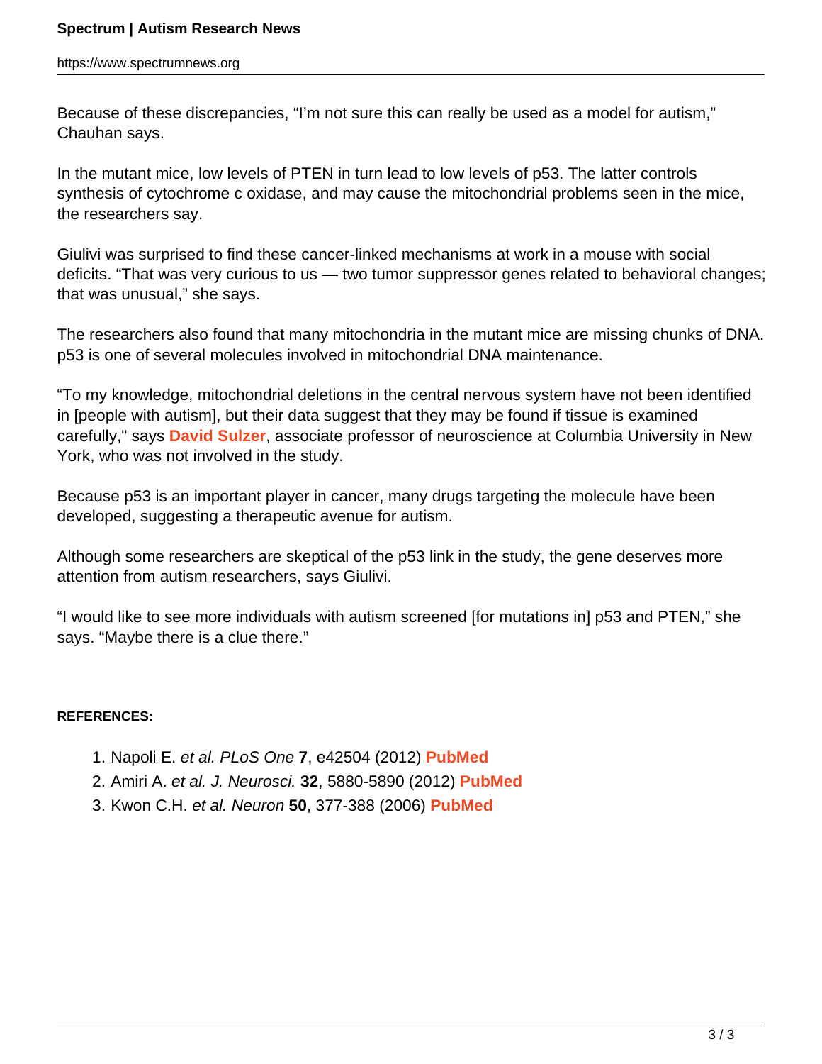Because of these discrepancies, “I’m not sure this can really be used as a model for autism,” Chauhan says.

In the mutant mice, low levels of PTEN in turn lead to low levels of p53. The latter controls synthesis of cytochrome c oxidase, and may cause the mitochondrial problems seen in the mice, the researchers say.

Giulivi was surprised to find these cancer-linked mechanisms at work in a mouse with social deficits. “That was very curious to us — two tumor suppressor genes related to behavioral changes; that was unusual,” she says.

The researchers also found that many mitochondria in the mutant mice are missing chunks of DNA. p53 is one of several molecules involved in mitochondrial DNA maintenance.

“To my knowledge, mitochondrial deletions in the central nervous system have not been identified in [people with autism], but their data suggest that they may be found if tissue is examined carefully," says **David Sulzer**, associate professor of neuroscience at Columbia University in New York, who was not involved in the study.

Because p53 is an important player in cancer, many drugs targeting the molecule have been developed, suggesting a therapeutic avenue for autism.

Although some researchers are skeptical of the p53 link in the study, the gene deserves more attention from autism researchers, says Giulivi.

“I would like to see more individuals with autism screened [for mutations in] p53 and PTEN,” she says. “Maybe there is a clue there.”

**REFERENCES:**

1. Napoli E. *et al. PLoS One* **7**, e42504 (2012) **PubMed**
2. Amiri A. *et al. J. Neurosci.* **32**, 5880-5890 (2012) **PubMed**
3. Kwon C.H. *et al. Neuron* **50**, 377-388 (2006) **PubMed**